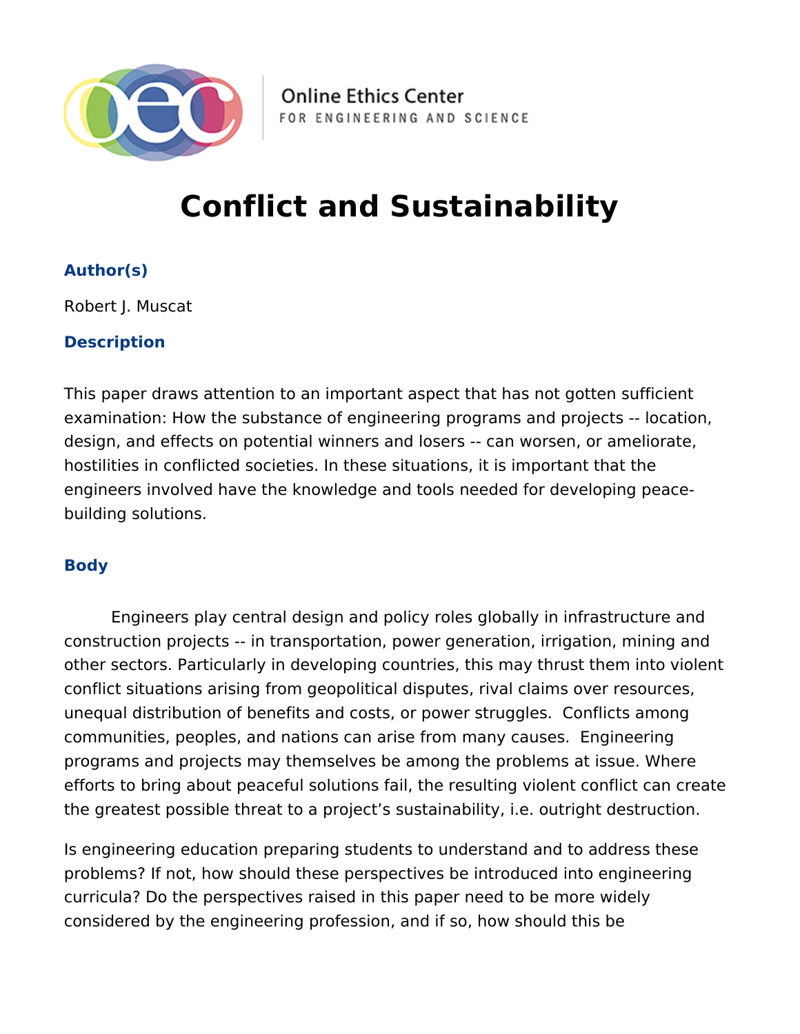Online Ethics Center
FOR ENGINEERING AND SCIENCE

# Conflict and Sustainability

### Author(s)

Robert J. Muscat

### Description

This paper draws attention to an important aspect that has not gotten sufficient examination: How the substance of engineering programs and projects -- location, design, and effects on potential winners and losers -- can worsen, or ameliorate, hostilities in conflicted societies. In these situations, it is important that the engineers involved have the knowledge and tools needed for developing peace-building solutions.

### Body

Engineers play central design and policy roles globally in infrastructure and construction projects -- in transportation, power generation, irrigation, mining and other sectors. Particularly in developing countries, this may thrust them into violent conflict situations arising from geopolitical disputes, rival claims over resources, unequal distribution of benefits and costs, or power struggles. Conflicts among communities, peoples, and nations can arise from many causes. Engineering programs and projects may themselves be among the problems at issue. Where efforts to bring about peaceful solutions fail, the resulting violent conflict can create the greatest possible threat to a project's sustainability, i.e. outright destruction.

Is engineering education preparing students to understand and to address these problems? If not, how should these perspectives be introduced into engineering curricula? Do the perspectives raised in this paper need to be more widely considered by the engineering profession, and if so, how should this be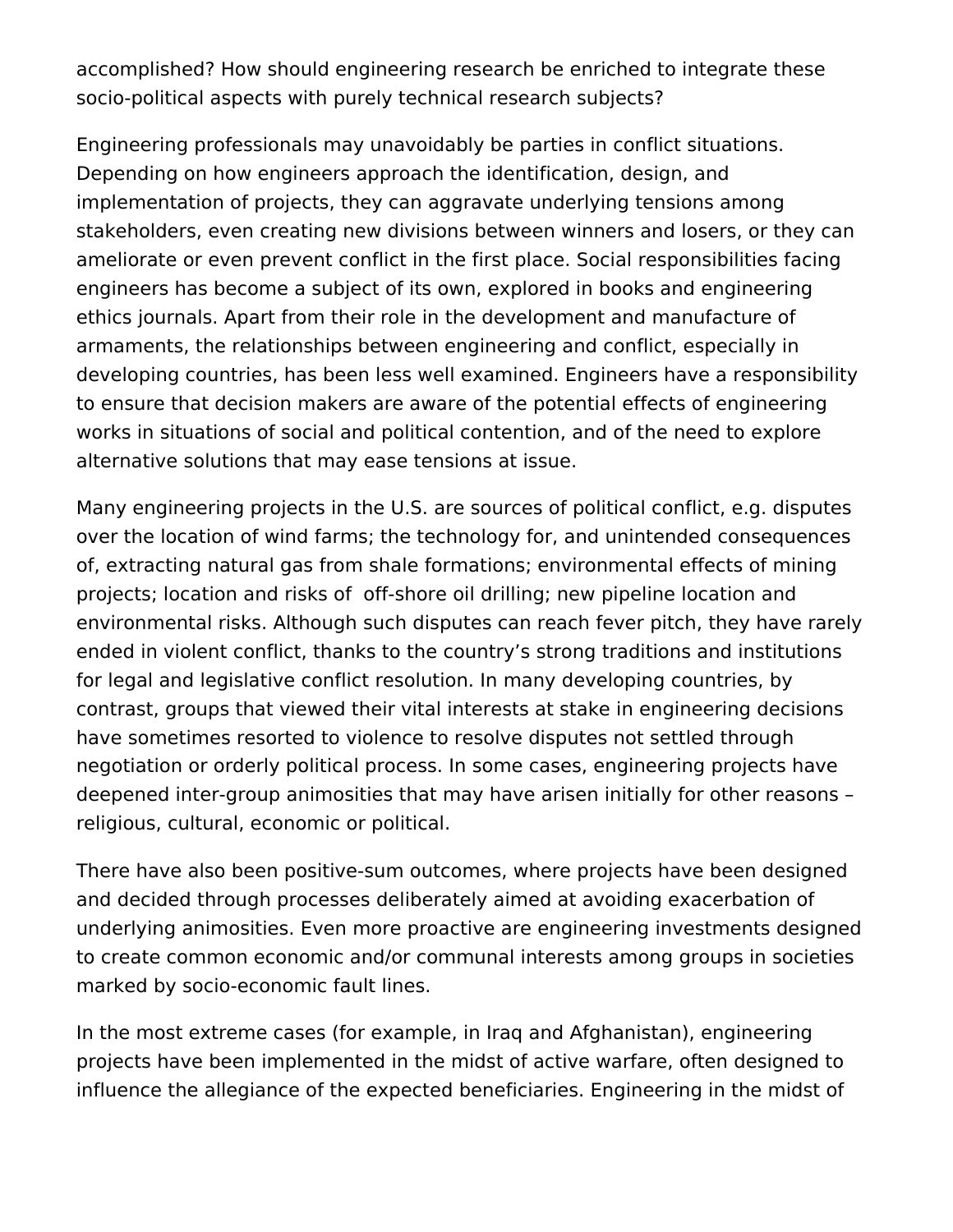accomplished? How should engineering research be enriched to integrate these socio-political aspects with purely technical research subjects?

Engineering professionals may unavoidably be parties in conflict situations. Depending on how engineers approach the identification, design, and implementation of projects, they can aggravate underlying tensions among stakeholders, even creating new divisions between winners and losers, or they can ameliorate or even prevent conflict in the first place. Social responsibilities facing engineers has become a subject of its own, explored in books and engineering ethics journals. Apart from their role in the development and manufacture of armaments, the relationships between engineering and conflict, especially in developing countries, has been less well examined. Engineers have a responsibility to ensure that decision makers are aware of the potential effects of engineering works in situations of social and political contention, and of the need to explore alternative solutions that may ease tensions at issue.

Many engineering projects in the U.S. are sources of political conflict, e.g. disputes over the location of wind farms; the technology for, and unintended consequences of, extracting natural gas from shale formations; environmental effects of mining projects; location and risks of off-shore oil drilling; new pipeline location and environmental risks. Although such disputes can reach fever pitch, they have rarely ended in violent conflict, thanks to the country's strong traditions and institutions for legal and legislative conflict resolution. In many developing countries, by contrast, groups that viewed their vital interests at stake in engineering decisions have sometimes resorted to violence to resolve disputes not settled through negotiation or orderly political process. In some cases, engineering projects have deepened inter-group animosities that may have arisen initially for other reasons – religious, cultural, economic or political.

There have also been positive-sum outcomes, where projects have been designed and decided through processes deliberately aimed at avoiding exacerbation of underlying animosities. Even more proactive are engineering investments designed to create common economic and/or communal interests among groups in societies marked by socio-economic fault lines.

In the most extreme cases (for example, in Iraq and Afghanistan), engineering projects have been implemented in the midst of active warfare, often designed to influence the allegiance of the expected beneficiaries. Engineering in the midst of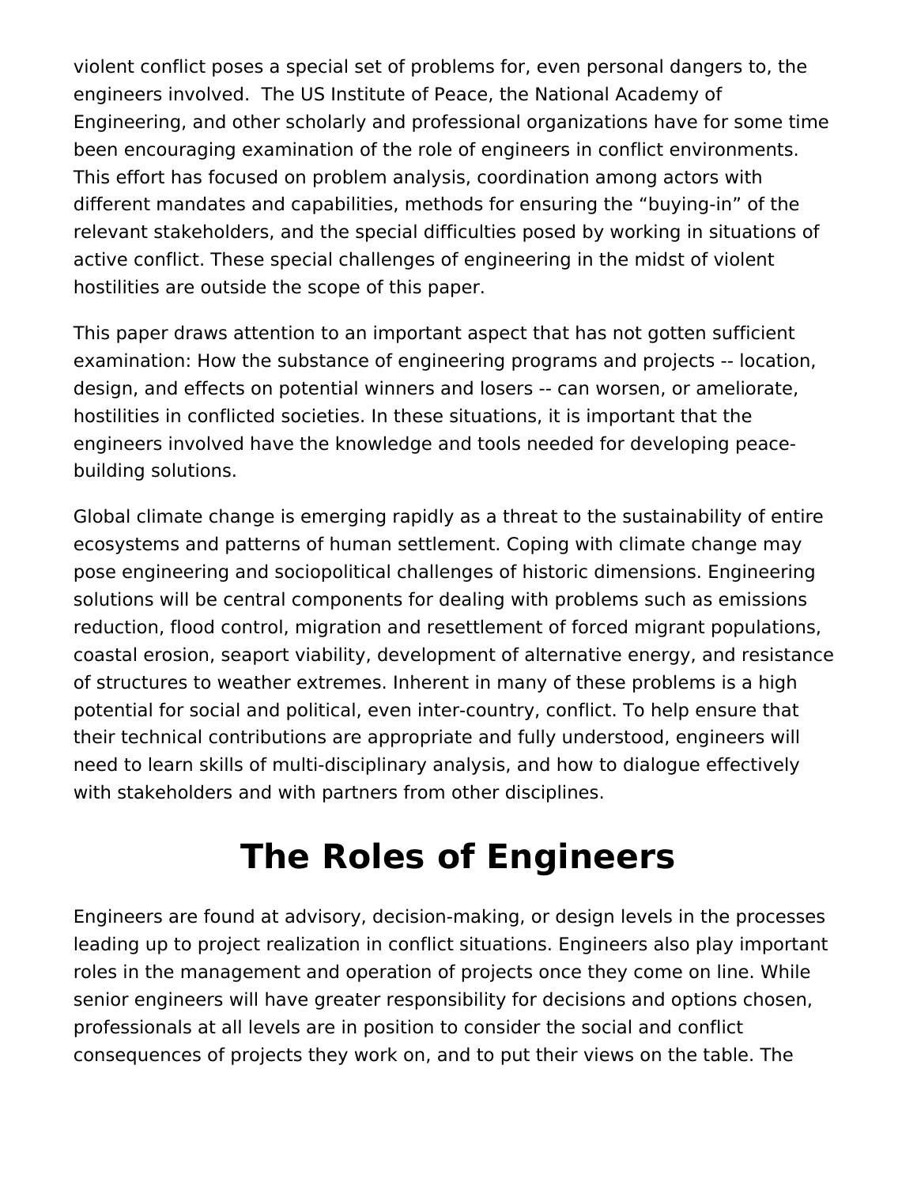violent conflict poses a special set of problems for, even personal dangers to, the engineers involved. The US Institute of Peace, the National Academy of Engineering, and other scholarly and professional organizations have for some time been encouraging examination of the role of engineers in conflict environments. This effort has focused on problem analysis, coordination among actors with different mandates and capabilities, methods for ensuring the “buying-in” of the relevant stakeholders, and the special difficulties posed by working in situations of active conflict. These special challenges of engineering in the midst of violent hostilities are outside the scope of this paper.

This paper draws attention to an important aspect that has not gotten sufficient examination: How the substance of engineering programs and projects -- location, design, and effects on potential winners and losers -- can worsen, or ameliorate, hostilities in conflicted societies. In these situations, it is important that the engineers involved have the knowledge and tools needed for developing peace-building solutions.

Global climate change is emerging rapidly as a threat to the sustainability of entire ecosystems and patterns of human settlement. Coping with climate change may pose engineering and sociopolitical challenges of historic dimensions. Engineering solutions will be central components for dealing with problems such as emissions reduction, flood control, migration and resettlement of forced migrant populations, coastal erosion, seaport viability, development of alternative energy, and resistance of structures to weather extremes. Inherent in many of these problems is a high potential for social and political, even inter-country, conflict. To help ensure that their technical contributions are appropriate and fully understood, engineers will need to learn skills of multi-disciplinary analysis, and how to dialogue effectively with stakeholders and with partners from other disciplines.

# The Roles of Engineers

Engineers are found at advisory, decision-making, or design levels in the processes leading up to project realization in conflict situations. Engineers also play important roles in the management and operation of projects once they come on line. While senior engineers will have greater responsibility for decisions and options chosen, professionals at all levels are in position to consider the social and conflict consequences of projects they work on, and to put their views on the table. The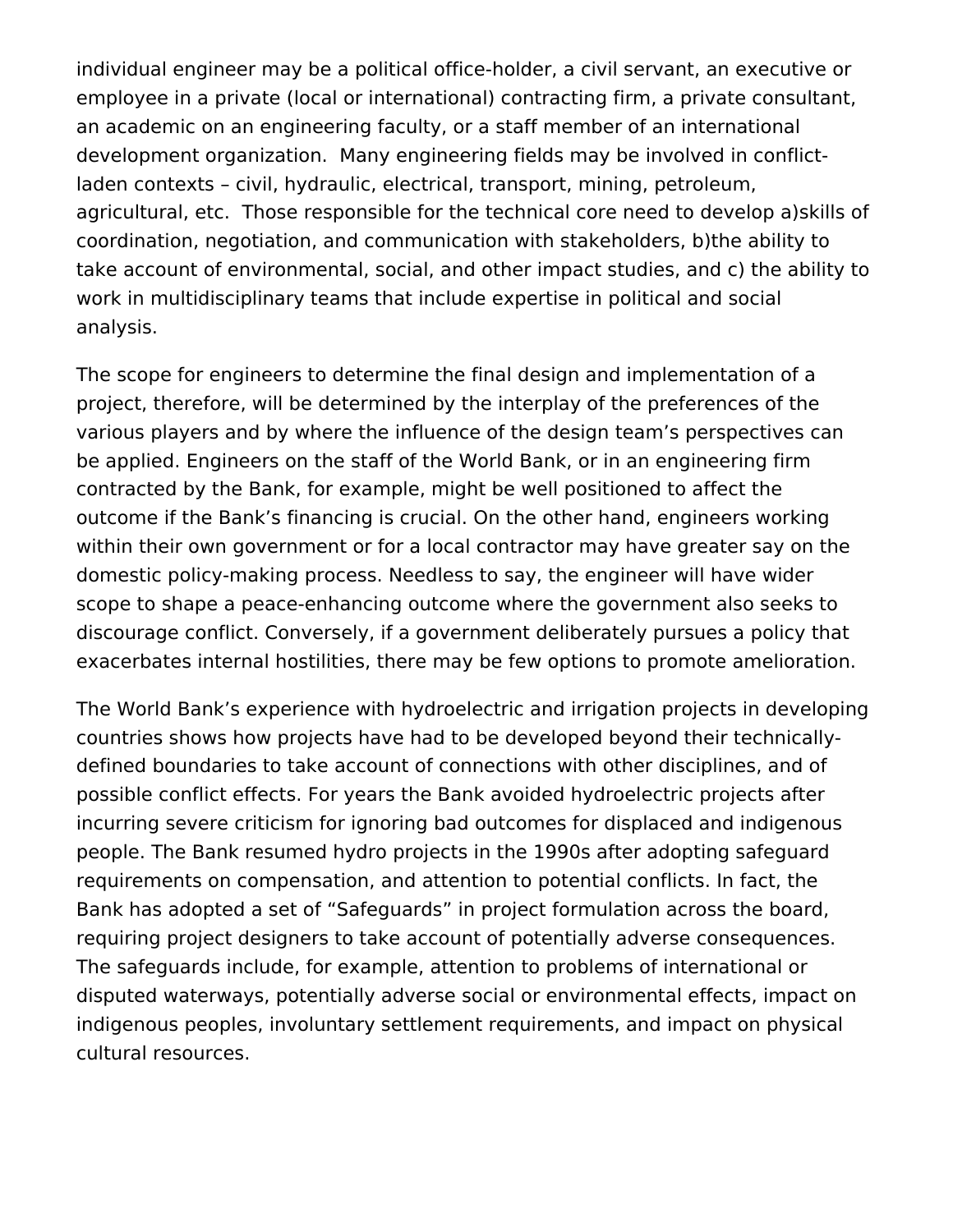individual engineer may be a political office-holder, a civil servant, an executive or employee in a private (local or international) contracting firm, a private consultant, an academic on an engineering faculty, or a staff member of an international development organization. Many engineering fields may be involved in conflict-laden contexts – civil, hydraulic, electrical, transport, mining, petroleum, agricultural, etc. Those responsible for the technical core need to develop a)skills of coordination, negotiation, and communication with stakeholders, b)the ability to take account of environmental, social, and other impact studies, and c) the ability to work in multidisciplinary teams that include expertise in political and social analysis.

The scope for engineers to determine the final design and implementation of a project, therefore, will be determined by the interplay of the preferences of the various players and by where the influence of the design team's perspectives can be applied. Engineers on the staff of the World Bank, or in an engineering firm contracted by the Bank, for example, might be well positioned to affect the outcome if the Bank's financing is crucial. On the other hand, engineers working within their own government or for a local contractor may have greater say on the domestic policy-making process. Needless to say, the engineer will have wider scope to shape a peace-enhancing outcome where the government also seeks to discourage conflict. Conversely, if a government deliberately pursues a policy that exacerbates internal hostilities, there may be few options to promote amelioration.

The World Bank's experience with hydroelectric and irrigation projects in developing countries shows how projects have had to be developed beyond their technically-defined boundaries to take account of connections with other disciplines, and of possible conflict effects. For years the Bank avoided hydroelectric projects after incurring severe criticism for ignoring bad outcomes for displaced and indigenous people. The Bank resumed hydro projects in the 1990s after adopting safeguard requirements on compensation, and attention to potential conflicts. In fact, the Bank has adopted a set of "Safeguards" in project formulation across the board, requiring project designers to take account of potentially adverse consequences. The safeguards include, for example, attention to problems of international or disputed waterways, potentially adverse social or environmental effects, impact on indigenous peoples, involuntary settlement requirements, and impact on physical cultural resources.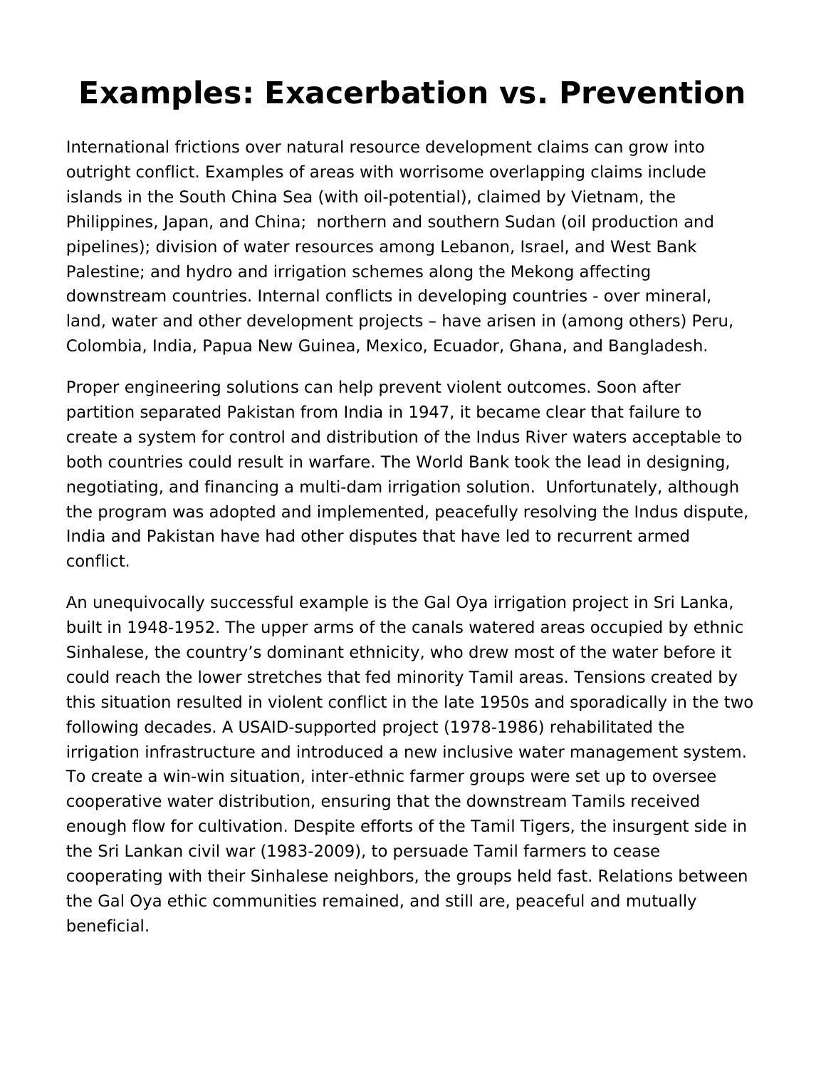# Examples: Exacerbation vs. Prevention

International frictions over natural resource development claims can grow into outright conflict. Examples of areas with worrisome overlapping claims include islands in the South China Sea (with oil-potential), claimed by Vietnam, the Philippines, Japan, and China;  northern and southern Sudan (oil production and pipelines); division of water resources among Lebanon, Israel, and West Bank Palestine; and hydro and irrigation schemes along the Mekong affecting downstream countries. Internal conflicts in developing countries - over mineral, land, water and other development projects – have arisen in (among others) Peru, Colombia, India, Papua New Guinea, Mexico, Ecuador, Ghana, and Bangladesh.

Proper engineering solutions can help prevent violent outcomes. Soon after partition separated Pakistan from India in 1947, it became clear that failure to create a system for control and distribution of the Indus River waters acceptable to both countries could result in warfare. The World Bank took the lead in designing, negotiating, and financing a multi-dam irrigation solution.  Unfortunately, although the program was adopted and implemented, peacefully resolving the Indus dispute, India and Pakistan have had other disputes that have led to recurrent armed conflict.

An unequivocally successful example is the Gal Oya irrigation project in Sri Lanka, built in 1948-1952. The upper arms of the canals watered areas occupied by ethnic Sinhalese, the country's dominant ethnicity, who drew most of the water before it could reach the lower stretches that fed minority Tamil areas. Tensions created by this situation resulted in violent conflict in the late 1950s and sporadically in the two following decades. A USAID-supported project (1978-1986) rehabilitated the irrigation infrastructure and introduced a new inclusive water management system. To create a win-win situation, inter-ethnic farmer groups were set up to oversee cooperative water distribution, ensuring that the downstream Tamils received enough flow for cultivation. Despite efforts of the Tamil Tigers, the insurgent side in the Sri Lankan civil war (1983-2009), to persuade Tamil farmers to cease cooperating with their Sinhalese neighbors, the groups held fast. Relations between the Gal Oya ethic communities remained, and still are, peaceful and mutually beneficial.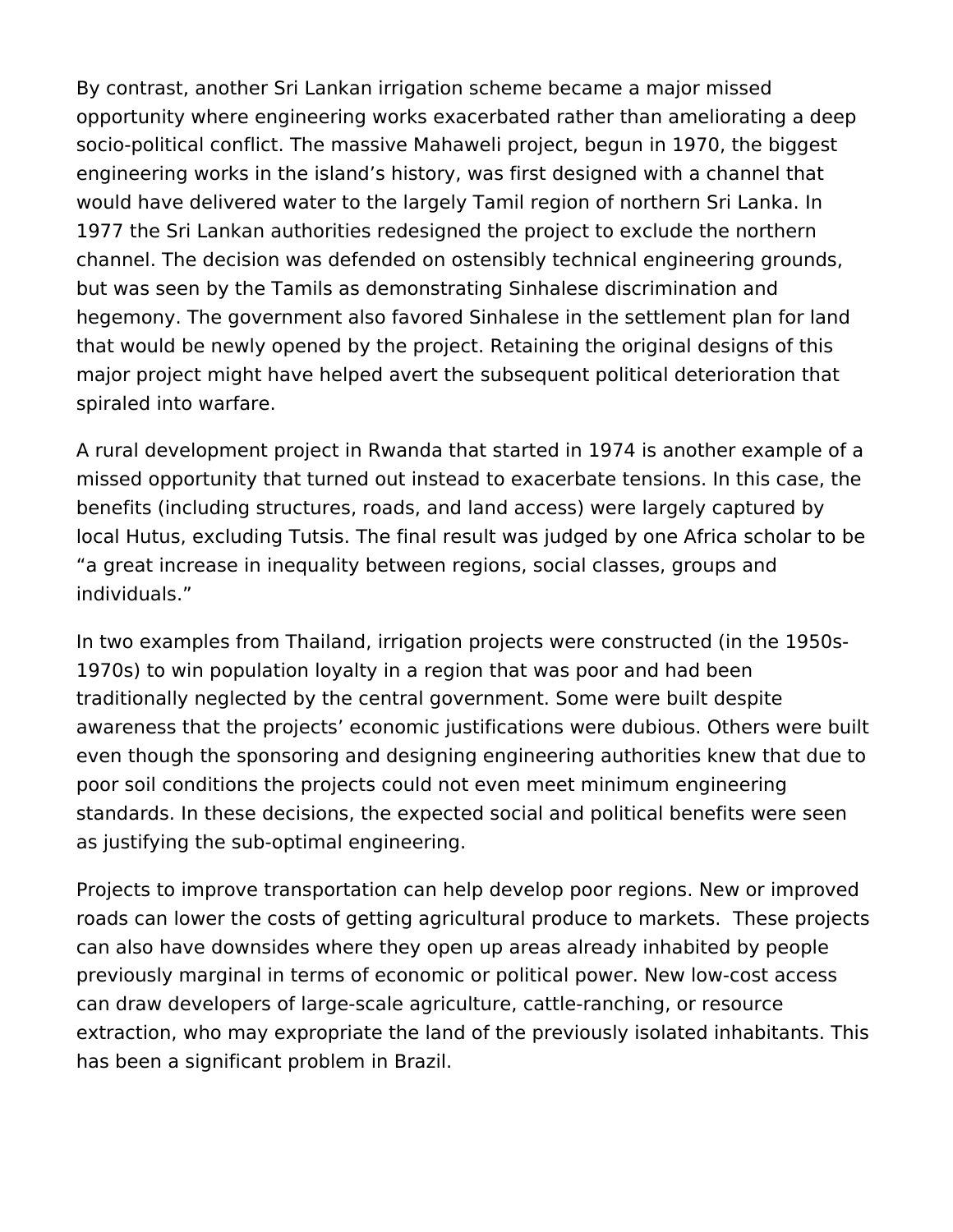By contrast, another Sri Lankan irrigation scheme became a major missed opportunity where engineering works exacerbated rather than ameliorating a deep socio-political conflict. The massive Mahaweli project, begun in 1970, the biggest engineering works in the island's history, was first designed with a channel that would have delivered water to the largely Tamil region of northern Sri Lanka. In 1977 the Sri Lankan authorities redesigned the project to exclude the northern channel. The decision was defended on ostensibly technical engineering grounds, but was seen by the Tamils as demonstrating Sinhalese discrimination and hegemony. The government also favored Sinhalese in the settlement plan for land that would be newly opened by the project. Retaining the original designs of this major project might have helped avert the subsequent political deterioration that spiraled into warfare.

A rural development project in Rwanda that started in 1974 is another example of a missed opportunity that turned out instead to exacerbate tensions. In this case, the benefits (including structures, roads, and land access) were largely captured by local Hutus, excluding Tutsis. The final result was judged by one Africa scholar to be "a great increase in inequality between regions, social classes, groups and individuals."

In two examples from Thailand, irrigation projects were constructed (in the 1950s-1970s) to win population loyalty in a region that was poor and had been traditionally neglected by the central government. Some were built despite awareness that the projects' economic justifications were dubious. Others were built even though the sponsoring and designing engineering authorities knew that due to poor soil conditions the projects could not even meet minimum engineering standards. In these decisions, the expected social and political benefits were seen as justifying the sub-optimal engineering.

Projects to improve transportation can help develop poor regions. New or improved roads can lower the costs of getting agricultural produce to markets. These projects can also have downsides where they open up areas already inhabited by people previously marginal in terms of economic or political power. New low-cost access can draw developers of large-scale agriculture, cattle-ranching, or resource extraction, who may expropriate the land of the previously isolated inhabitants. This has been a significant problem in Brazil.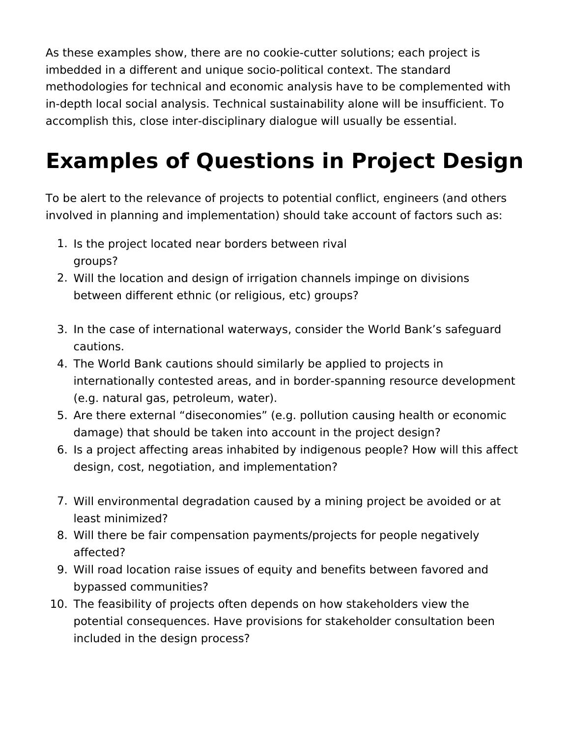As these examples show, there are no cookie-cutter solutions; each project is imbedded in a different and unique socio-political context. The standard methodologies for technical and economic analysis have to be complemented with in-depth local social analysis. Technical sustainability alone will be insufficient. To accomplish this, close inter-disciplinary dialogue will usually be essential.

# Examples of Questions in Project Design

To be alert to the relevance of projects to potential conflict, engineers (and others involved in planning and implementation) should take account of factors such as:

1. Is the project located near borders between rival groups?
2. Will the location and design of irrigation channels impinge on divisions between different ethnic (or religious, etc) groups?
3. In the case of international waterways, consider the World Bank's safeguard cautions.
4. The World Bank cautions should similarly be applied to projects in internationally contested areas, and in border-spanning resource development (e.g. natural gas, petroleum, water).
5. Are there external "diseconomies" (e.g. pollution causing health or economic damage) that should be taken into account in the project design?
6. Is a project affecting areas inhabited by indigenous people? How will this affect design, cost, negotiation, and implementation?
7. Will environmental degradation caused by a mining project be avoided or at least minimized?
8. Will there be fair compensation payments/projects for people negatively affected?
9. Will road location raise issues of equity and benefits between favored and bypassed communities?
10. The feasibility of projects often depends on how stakeholders view the potential consequences. Have provisions for stakeholder consultation been included in the design process?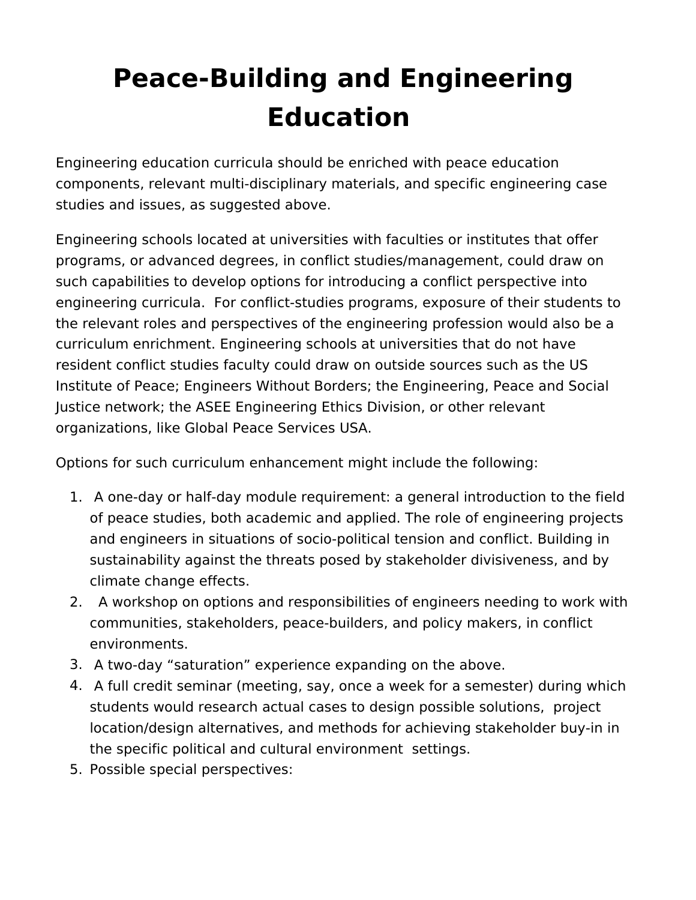# Peace-Building and Engineering Education

Engineering education curricula should be enriched with peace education components, relevant multi-disciplinary materials, and specific engineering case studies and issues, as suggested above.

Engineering schools located at universities with faculties or institutes that offer programs, or advanced degrees, in conflict studies/management, could draw on such capabilities to develop options for introducing a conflict perspective into engineering curricula. For conflict-studies programs, exposure of their students to the relevant roles and perspectives of the engineering profession would also be a curriculum enrichment. Engineering schools at universities that do not have resident conflict studies faculty could draw on outside sources such as the US Institute of Peace; Engineers Without Borders; the Engineering, Peace and Social Justice network; the ASEE Engineering Ethics Division, or other relevant organizations, like Global Peace Services USA.

Options for such curriculum enhancement might include the following:

1. A one-day or half-day module requirement: a general introduction to the field of peace studies, both academic and applied. The role of engineering projects and engineers in situations of socio-political tension and conflict. Building in sustainability against the threats posed by stakeholder divisiveness, and by climate change effects.
2. A workshop on options and responsibilities of engineers needing to work with communities, stakeholders, peace-builders, and policy makers, in conflict environments.
3. A two-day "saturation" experience expanding on the above.
4. A full credit seminar (meeting, say, once a week for a semester) during which students would research actual cases to design possible solutions, project location/design alternatives, and methods for achieving stakeholder buy-in in the specific political and cultural environment settings.
5. Possible special perspectives: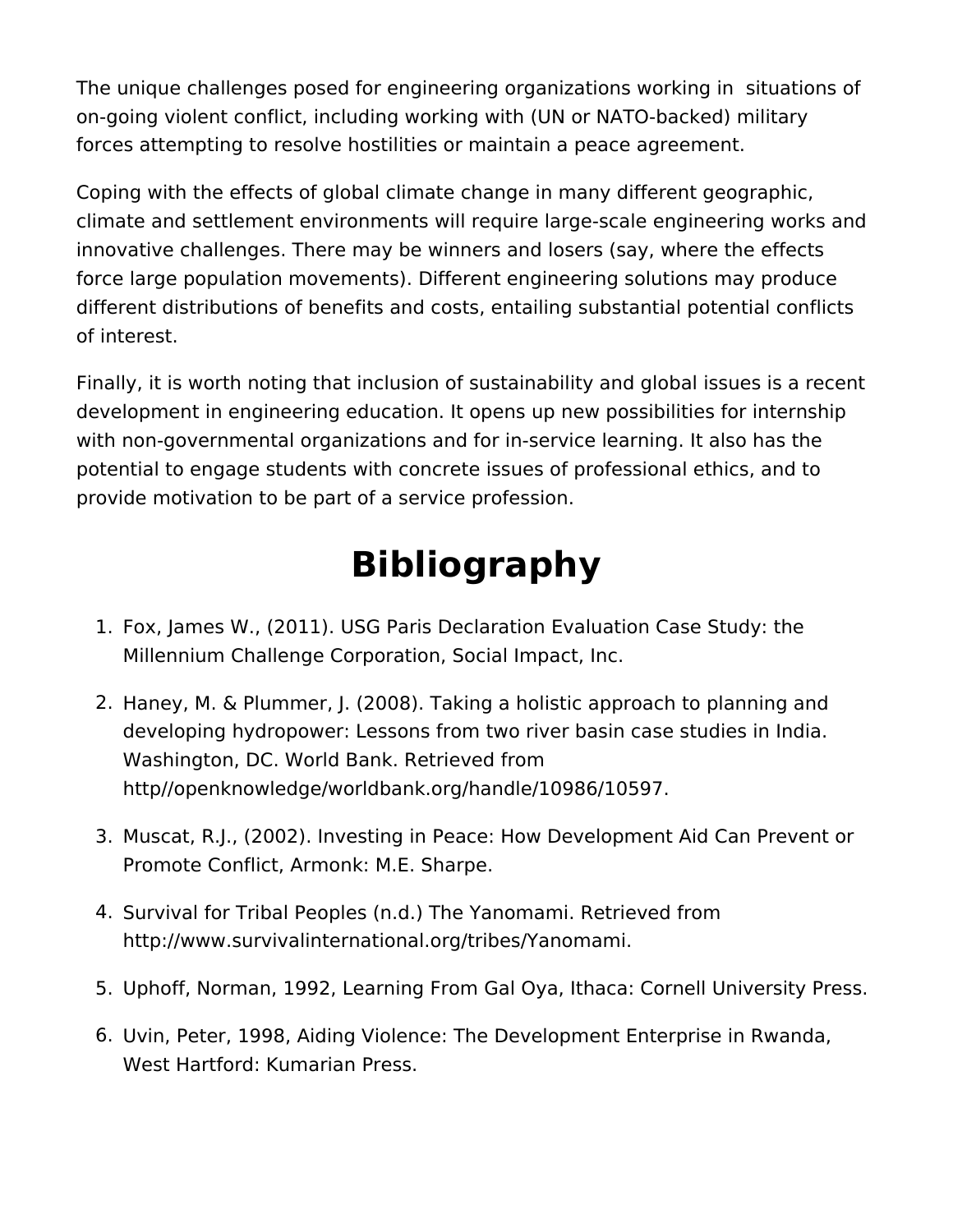The unique challenges posed for engineering organizations working in situations of on-going violent conflict, including working with (UN or NATO-backed) military forces attempting to resolve hostilities or maintain a peace agreement.

Coping with the effects of global climate change in many different geographic, climate and settlement environments will require large-scale engineering works and innovative challenges. There may be winners and losers (say, where the effects force large population movements). Different engineering solutions may produce different distributions of benefits and costs, entailing substantial potential conflicts of interest.

Finally, it is worth noting that inclusion of sustainability and global issues is a recent development in engineering education. It opens up new possibilities for internship with non-governmental organizations and for in-service learning. It also has the potential to engage students with concrete issues of professional ethics, and to provide motivation to be part of a service profession.

# Bibliography

1. Fox, James W., (2011). USG Paris Declaration Evaluation Case Study: the Millennium Challenge Corporation, Social Impact, Inc.
2. Haney, M. & Plummer, J. (2008). Taking a holistic approach to planning and developing hydropower: Lessons from two river basin case studies in India. Washington, DC. World Bank. Retrieved from http//openknowledge/worldbank.org/handle/10986/10597.
3. Muscat, R.J., (2002). Investing in Peace: How Development Aid Can Prevent or Promote Conflict, Armonk: M.E. Sharpe.
4. Survival for Tribal Peoples (n.d.) The Yanomami. Retrieved from http://www.survivalinternational.org/tribes/Yanomami.
5. Uphoff, Norman, 1992, Learning From Gal Oya, Ithaca: Cornell University Press.
6. Uvin, Peter, 1998, Aiding Violence: The Development Enterprise in Rwanda, West Hartford: Kumarian Press.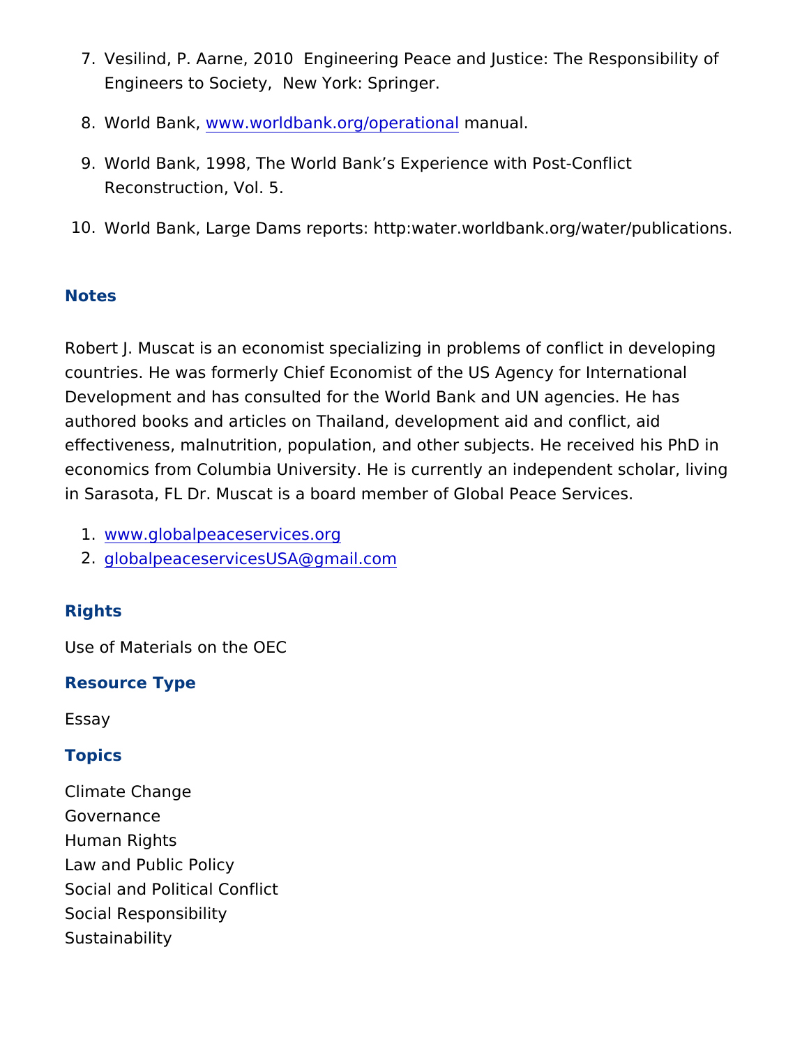7. Vesilind, P. Aarne, 2010 Engineering Peace and Justice: The Responsibility of Engineers to Society, New York: Springer.
8. World Bank, www.worldbank.org/operational manual.
9. World Bank, 1998, The World Bank's Experience with Post-Conflict Reconstruction, Vol. 5.
10. World Bank, Large Dams reports: http:water.worldbank.org/water/publications.

## Notes

Robert J. Muscat is an economist specializing in problems of conflict in developing countries. He was formerly Chief Economist of the US Agency for International Development and has consulted for the World Bank and UN agencies. He has authored books and articles on Thailand, development aid and conflict, aid effectiveness, malnutrition, population, and other subjects. He received his PhD in economics from Columbia University. He is currently an independent scholar, living in Sarasota, FL Dr. Muscat is a board member of Global Peace Services.

1. www.globalpeaceservices.org
2. globalpeaceservicesUSA@gmail.com

## Rights

Use of Materials on the OEC

## Resource Type

Essay

## Topics

Climate Change
Governance
Human Rights
Law and Public Policy
Social and Political Conflict
Social Responsibility
Sustainability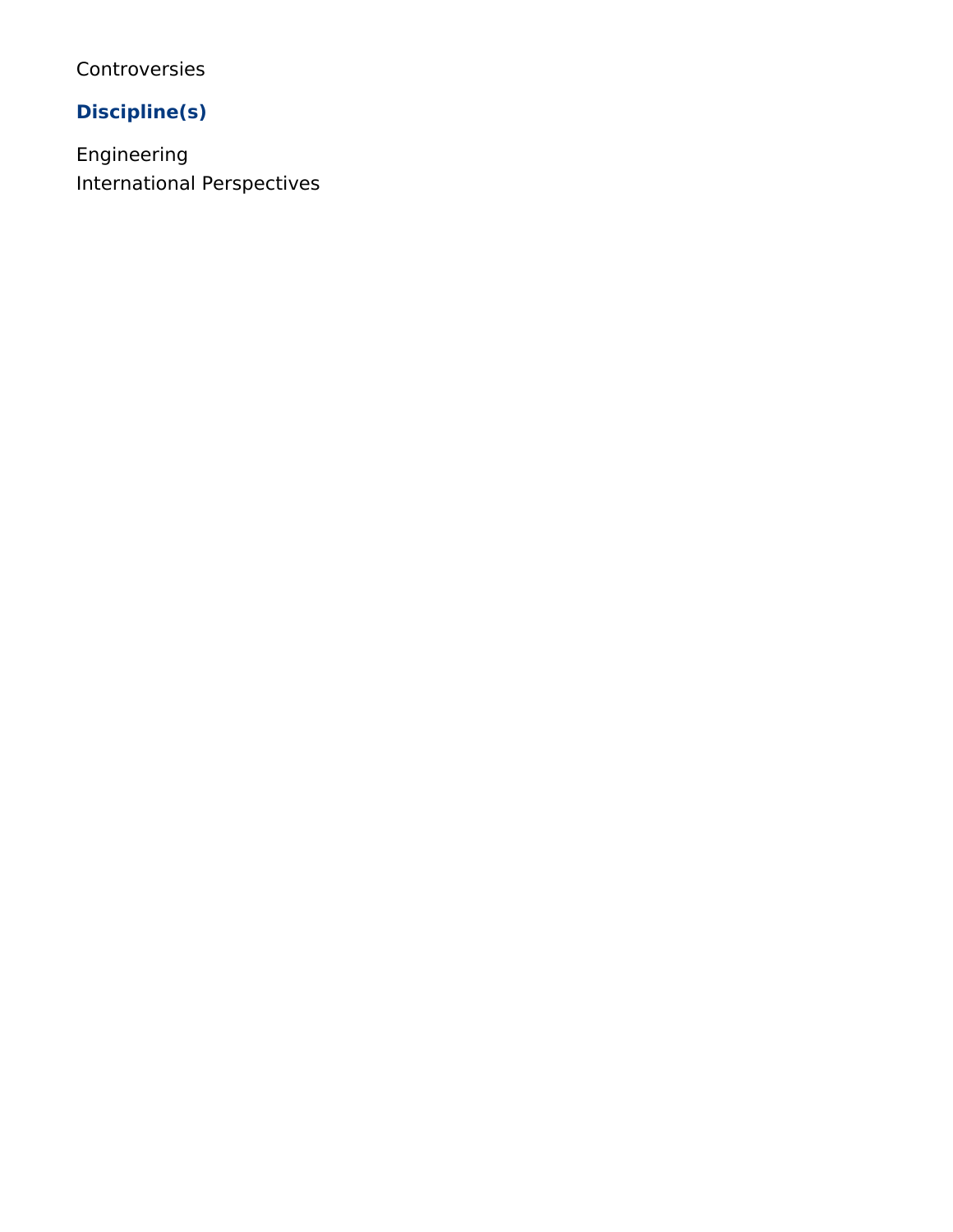Controversies

### Discipline(s)

Engineering
International Perspectives